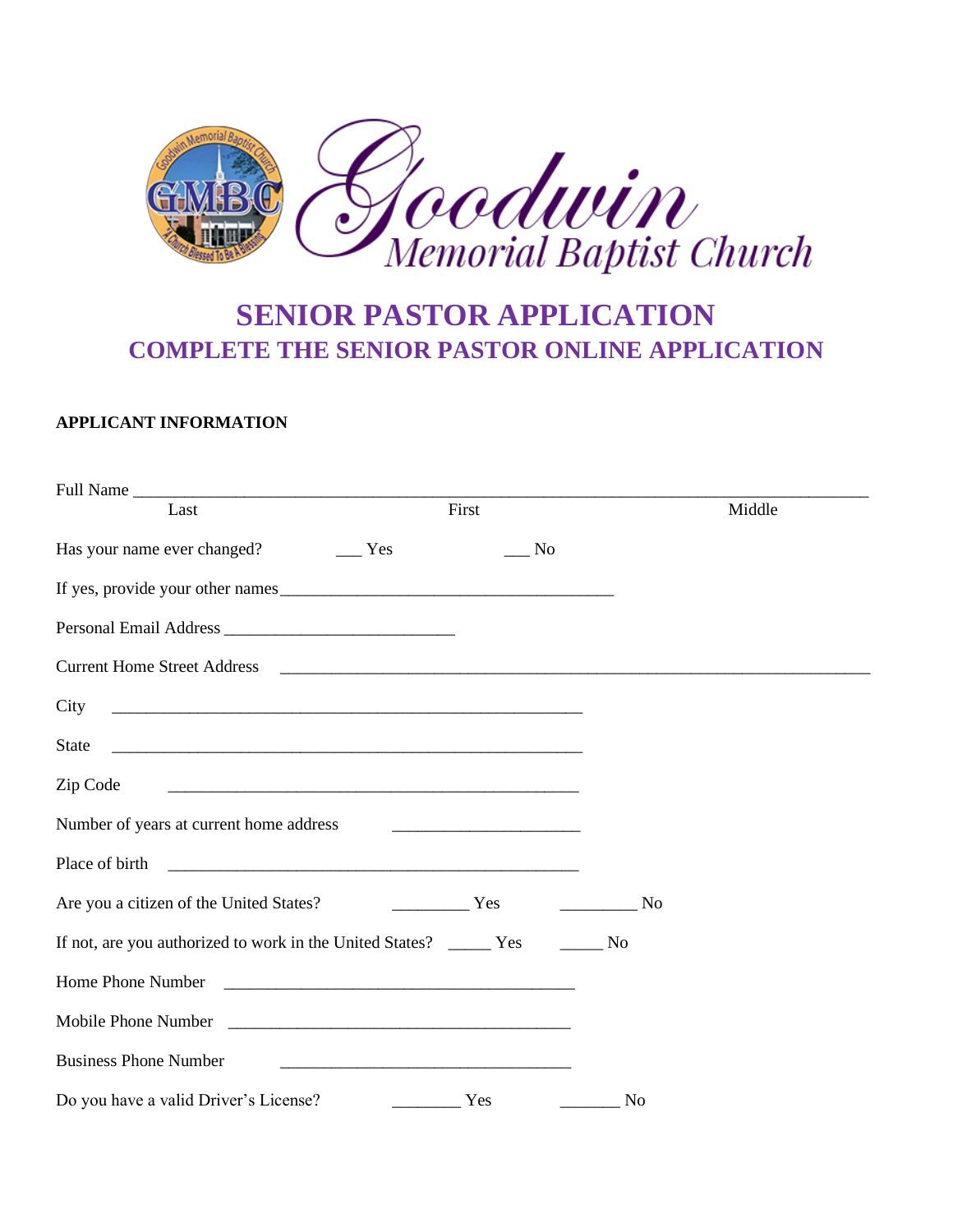# Goodwin Memorial Baptist Church

## SENIOR PASTOR APPLICATION

### COMPLETE THE SENIOR PASTOR ONLINE APPLICATION

**APPLICANT INFORMATION**

Full Name ______________________________________________________________________________
Last First Middle

Has your name ever changed? ___ Yes ___ No

If yes, provide your other names_______________________________________

Personal Email Address ___________________________

Current Home Street Address _____________________________________________________________________

City _______________________________________________________

State _______________________________________________________

Zip Code ________________________________________________

Number of years at current home address ______________________

Place of birth ________________________________________________

Are you a citizen of the United States? _________ Yes _________ No

If not, are you authorized to work in the United States? _____ Yes _____ No

Home Phone Number _________________________________________

Mobile Phone Number ________________________________________

Business Phone Number __________________________________

Do you have a valid Driver's License? ________ Yes _______ No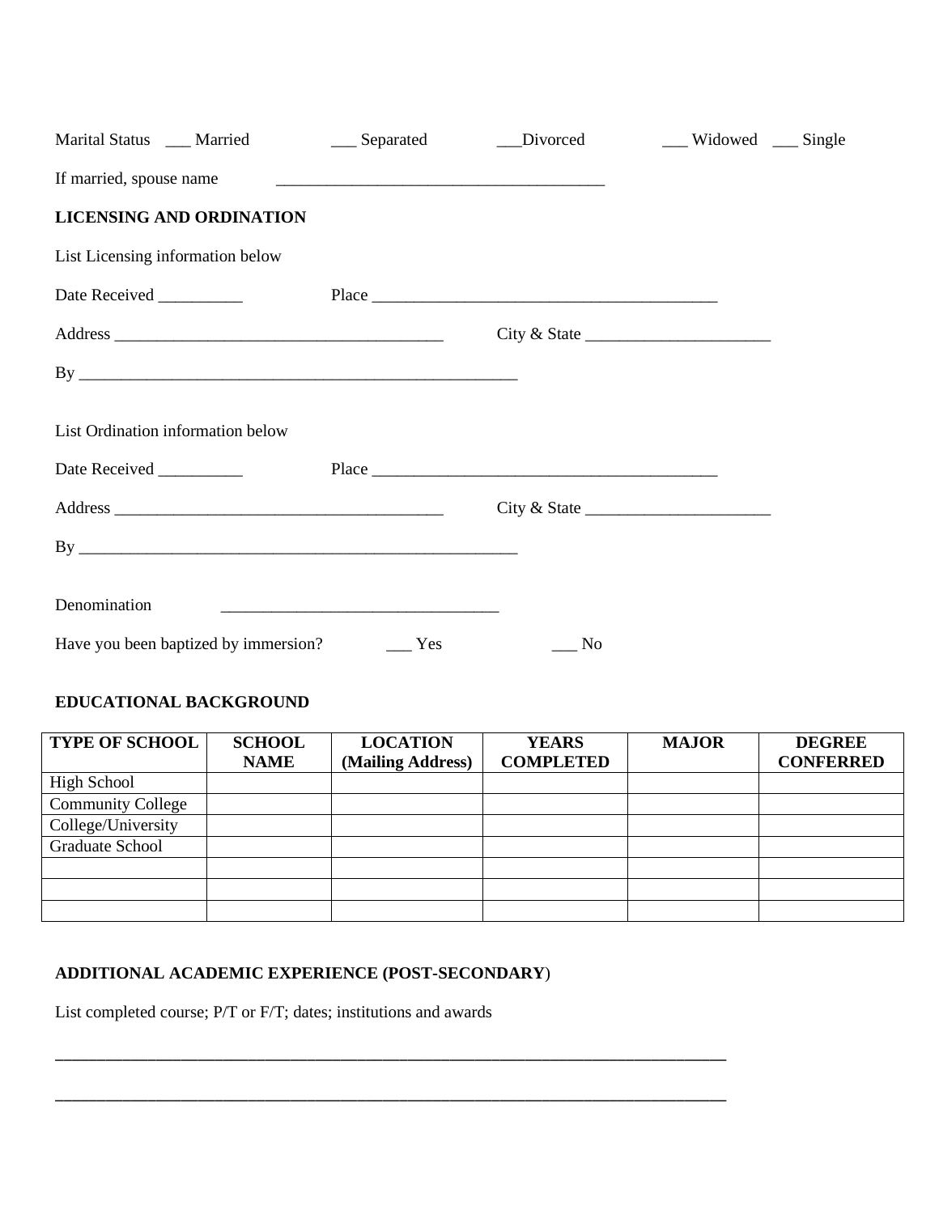Marital Status ___ Married ___ Separated ___Divorced ___ Widowed ___ Single

If married, spouse name _______________________________________

**LICENSING AND ORDINATION**

List Licensing information below

Date Received __________ Place ________________________________________

Address _______________________________________ City & State ______________________

By ___________________________________________________

List Ordination information below

Date Received __________ Place ________________________________________

Address _______________________________________ City & State ______________________

By ___________________________________________________

Denomination _________________________________

Have you been baptized by immersion? ___ Yes ___ No

**EDUCATIONAL BACKGROUND**

| TYPE OF SCHOOL | SCHOOL NAME | LOCATION (Mailing Address) | YEARS COMPLETED | MAJOR | DEGREE CONFERRED |
|---|---|---|---|---|---|
| High School | | | | | |
| Community College | | | | | |
| College/University | | | | | |
| Graduate School | | | | | |
| | | | | | |
| | | | | | |
| | | | | | |

**ADDITIONAL ACADEMIC EXPERIENCE (POST-SECONDARY**)

List completed course; P/T or F/T; dates; institutions and awards

_______________________________________________________________________________

_______________________________________________________________________________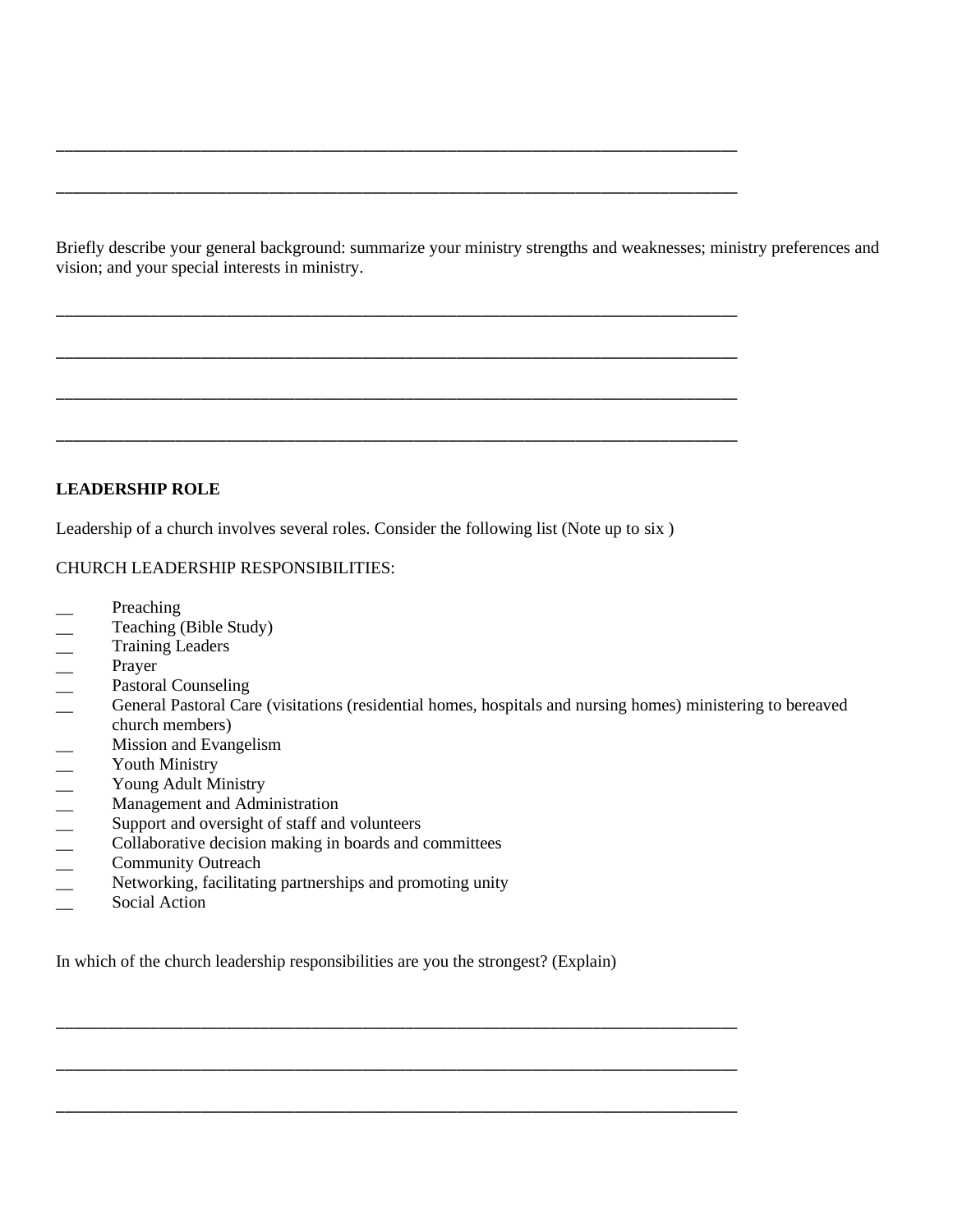\_\_\_\_\_\_\_\_\_\_\_\_\_\_\_\_\_\_\_\_\_\_\_\_\_\_\_\_\_\_\_\_\_\_\_\_\_\_\_\_\_\_\_\_\_\_\_\_\_\_\_\_\_\_\_\_\_\_\_\_\_\_\_\_\_\_\_\_\_\_\_\_\_\_\_\_\_\_

\_\_\_\_\_\_\_\_\_\_\_\_\_\_\_\_\_\_\_\_\_\_\_\_\_\_\_\_\_\_\_\_\_\_\_\_\_\_\_\_\_\_\_\_\_\_\_\_\_\_\_\_\_\_\_\_\_\_\_\_\_\_\_\_\_\_\_\_\_\_\_\_\_\_\_\_\_\_

Briefly describe your general background: summarize your ministry strengths and weaknesses; ministry preferences and vision; and your special interests in ministry.

\_\_\_\_\_\_\_\_\_\_\_\_\_\_\_\_\_\_\_\_\_\_\_\_\_\_\_\_\_\_\_\_\_\_\_\_\_\_\_\_\_\_\_\_\_\_\_\_\_\_\_\_\_\_\_\_\_\_\_\_\_\_\_\_\_\_\_\_\_\_\_\_\_\_\_\_\_\_

\_\_\_\_\_\_\_\_\_\_\_\_\_\_\_\_\_\_\_\_\_\_\_\_\_\_\_\_\_\_\_\_\_\_\_\_\_\_\_\_\_\_\_\_\_\_\_\_\_\_\_\_\_\_\_\_\_\_\_\_\_\_\_\_\_\_\_\_\_\_\_\_\_\_\_\_\_\_

\_\_\_\_\_\_\_\_\_\_\_\_\_\_\_\_\_\_\_\_\_\_\_\_\_\_\_\_\_\_\_\_\_\_\_\_\_\_\_\_\_\_\_\_\_\_\_\_\_\_\_\_\_\_\_\_\_\_\_\_\_\_\_\_\_\_\_\_\_\_\_\_\_\_\_\_\_\_

\_\_\_\_\_\_\_\_\_\_\_\_\_\_\_\_\_\_\_\_\_\_\_\_\_\_\_\_\_\_\_\_\_\_\_\_\_\_\_\_\_\_\_\_\_\_\_\_\_\_\_\_\_\_\_\_\_\_\_\_\_\_\_\_\_\_\_\_\_\_\_\_\_\_\_\_\_\_

**LEADERSHIP ROLE**

Leadership of a church involves several roles. Consider the following list (Note up to six )

CHURCH LEADERSHIP RESPONSIBILITIES:

\_\_ Preaching
\_\_ Teaching (Bible Study)
\_\_ Training Leaders
\_\_ Prayer
\_\_ Pastoral Counseling
\_\_ General Pastoral Care (visitations (residential homes, hospitals and nursing homes) ministering to bereaved church members)
\_\_ Mission and Evangelism
\_\_ Youth Ministry
\_\_ Young Adult Ministry
\_\_ Management and Administration
\_\_ Support and oversight of staff and volunteers
\_\_ Collaborative decision making in boards and committees
\_\_ Community Outreach
\_\_ Networking, facilitating partnerships and promoting unity
\_\_ Social Action

In which of the church leadership responsibilities are you the strongest? (Explain)

\_\_\_\_\_\_\_\_\_\_\_\_\_\_\_\_\_\_\_\_\_\_\_\_\_\_\_\_\_\_\_\_\_\_\_\_\_\_\_\_\_\_\_\_\_\_\_\_\_\_\_\_\_\_\_\_\_\_\_\_\_\_\_\_\_\_\_\_\_\_\_\_\_\_\_\_\_\_

\_\_\_\_\_\_\_\_\_\_\_\_\_\_\_\_\_\_\_\_\_\_\_\_\_\_\_\_\_\_\_\_\_\_\_\_\_\_\_\_\_\_\_\_\_\_\_\_\_\_\_\_\_\_\_\_\_\_\_\_\_\_\_\_\_\_\_\_\_\_\_\_\_\_\_\_\_\_

\_\_\_\_\_\_\_\_\_\_\_\_\_\_\_\_\_\_\_\_\_\_\_\_\_\_\_\_\_\_\_\_\_\_\_\_\_\_\_\_\_\_\_\_\_\_\_\_\_\_\_\_\_\_\_\_\_\_\_\_\_\_\_\_\_\_\_\_\_\_\_\_\_\_\_\_\_\_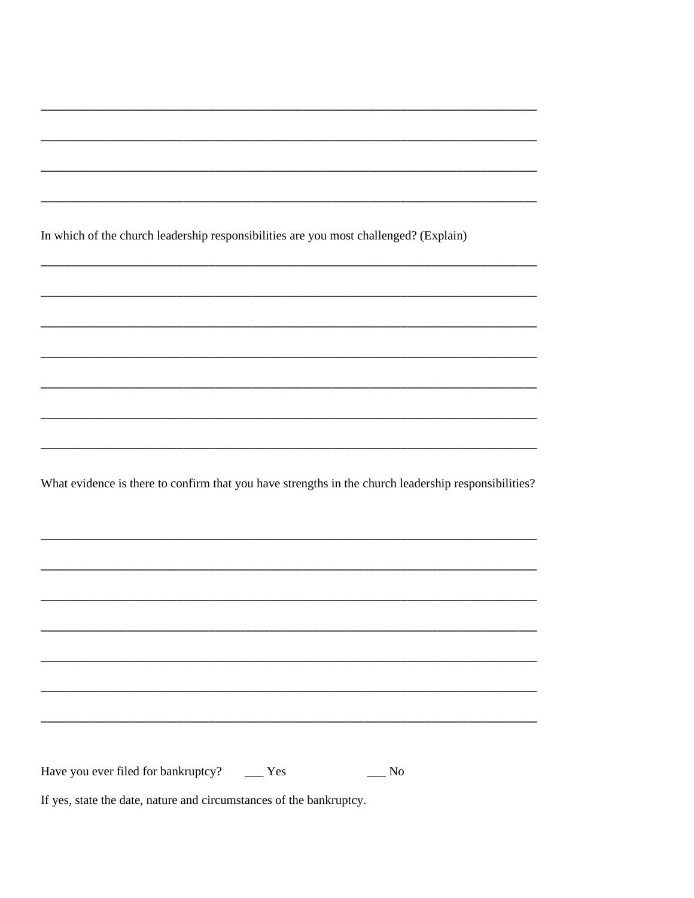\_\_\_\_\_\_\_\_\_\_\_\_\_\_\_\_\_\_\_\_\_\_\_\_\_\_\_\_\_\_\_\_\_\_\_\_\_\_\_\_\_\_\_\_\_\_\_\_\_\_\_\_\_\_\_\_\_\_\_\_\_\_\_\_\_\_\_\_\_\_\_\_\_\_\_\_

\_\_\_\_\_\_\_\_\_\_\_\_\_\_\_\_\_\_\_\_\_\_\_\_\_\_\_\_\_\_\_\_\_\_\_\_\_\_\_\_\_\_\_\_\_\_\_\_\_\_\_\_\_\_\_\_\_\_\_\_\_\_\_\_\_\_\_\_\_\_\_\_\_\_\_\_

\_\_\_\_\_\_\_\_\_\_\_\_\_\_\_\_\_\_\_\_\_\_\_\_\_\_\_\_\_\_\_\_\_\_\_\_\_\_\_\_\_\_\_\_\_\_\_\_\_\_\_\_\_\_\_\_\_\_\_\_\_\_\_\_\_\_\_\_\_\_\_\_\_\_\_\_

\_\_\_\_\_\_\_\_\_\_\_\_\_\_\_\_\_\_\_\_\_\_\_\_\_\_\_\_\_\_\_\_\_\_\_\_\_\_\_\_\_\_\_\_\_\_\_\_\_\_\_\_\_\_\_\_\_\_\_\_\_\_\_\_\_\_\_\_\_\_\_\_\_\_\_\_

In which of the church leadership responsibilities are you most challenged? (Explain)

\_\_\_\_\_\_\_\_\_\_\_\_\_\_\_\_\_\_\_\_\_\_\_\_\_\_\_\_\_\_\_\_\_\_\_\_\_\_\_\_\_\_\_\_\_\_\_\_\_\_\_\_\_\_\_\_\_\_\_\_\_\_\_\_\_\_\_\_\_\_\_\_\_\_\_\_

\_\_\_\_\_\_\_\_\_\_\_\_\_\_\_\_\_\_\_\_\_\_\_\_\_\_\_\_\_\_\_\_\_\_\_\_\_\_\_\_\_\_\_\_\_\_\_\_\_\_\_\_\_\_\_\_\_\_\_\_\_\_\_\_\_\_\_\_\_\_\_\_\_\_\_\_

\_\_\_\_\_\_\_\_\_\_\_\_\_\_\_\_\_\_\_\_\_\_\_\_\_\_\_\_\_\_\_\_\_\_\_\_\_\_\_\_\_\_\_\_\_\_\_\_\_\_\_\_\_\_\_\_\_\_\_\_\_\_\_\_\_\_\_\_\_\_\_\_\_\_\_\_

\_\_\_\_\_\_\_\_\_\_\_\_\_\_\_\_\_\_\_\_\_\_\_\_\_\_\_\_\_\_\_\_\_\_\_\_\_\_\_\_\_\_\_\_\_\_\_\_\_\_\_\_\_\_\_\_\_\_\_\_\_\_\_\_\_\_\_\_\_\_\_\_\_\_\_\_

\_\_\_\_\_\_\_\_\_\_\_\_\_\_\_\_\_\_\_\_\_\_\_\_\_\_\_\_\_\_\_\_\_\_\_\_\_\_\_\_\_\_\_\_\_\_\_\_\_\_\_\_\_\_\_\_\_\_\_\_\_\_\_\_\_\_\_\_\_\_\_\_\_\_\_\_

\_\_\_\_\_\_\_\_\_\_\_\_\_\_\_\_\_\_\_\_\_\_\_\_\_\_\_\_\_\_\_\_\_\_\_\_\_\_\_\_\_\_\_\_\_\_\_\_\_\_\_\_\_\_\_\_\_\_\_\_\_\_\_\_\_\_\_\_\_\_\_\_\_\_\_\_

\_\_\_\_\_\_\_\_\_\_\_\_\_\_\_\_\_\_\_\_\_\_\_\_\_\_\_\_\_\_\_\_\_\_\_\_\_\_\_\_\_\_\_\_\_\_\_\_\_\_\_\_\_\_\_\_\_\_\_\_\_\_\_\_\_\_\_\_\_\_\_\_\_\_\_\_

What evidence is there to confirm that you have strengths in the church leadership responsibilities?

\_\_\_\_\_\_\_\_\_\_\_\_\_\_\_\_\_\_\_\_\_\_\_\_\_\_\_\_\_\_\_\_\_\_\_\_\_\_\_\_\_\_\_\_\_\_\_\_\_\_\_\_\_\_\_\_\_\_\_\_\_\_\_\_\_\_\_\_\_\_\_\_\_\_\_\_

\_\_\_\_\_\_\_\_\_\_\_\_\_\_\_\_\_\_\_\_\_\_\_\_\_\_\_\_\_\_\_\_\_\_\_\_\_\_\_\_\_\_\_\_\_\_\_\_\_\_\_\_\_\_\_\_\_\_\_\_\_\_\_\_\_\_\_\_\_\_\_\_\_\_\_\_

\_\_\_\_\_\_\_\_\_\_\_\_\_\_\_\_\_\_\_\_\_\_\_\_\_\_\_\_\_\_\_\_\_\_\_\_\_\_\_\_\_\_\_\_\_\_\_\_\_\_\_\_\_\_\_\_\_\_\_\_\_\_\_\_\_\_\_\_\_\_\_\_\_\_\_\_

\_\_\_\_\_\_\_\_\_\_\_\_\_\_\_\_\_\_\_\_\_\_\_\_\_\_\_\_\_\_\_\_\_\_\_\_\_\_\_\_\_\_\_\_\_\_\_\_\_\_\_\_\_\_\_\_\_\_\_\_\_\_\_\_\_\_\_\_\_\_\_\_\_\_\_\_

\_\_\_\_\_\_\_\_\_\_\_\_\_\_\_\_\_\_\_\_\_\_\_\_\_\_\_\_\_\_\_\_\_\_\_\_\_\_\_\_\_\_\_\_\_\_\_\_\_\_\_\_\_\_\_\_\_\_\_\_\_\_\_\_\_\_\_\_\_\_\_\_\_\_\_\_

\_\_\_\_\_\_\_\_\_\_\_\_\_\_\_\_\_\_\_\_\_\_\_\_\_\_\_\_\_\_\_\_\_\_\_\_\_\_\_\_\_\_\_\_\_\_\_\_\_\_\_\_\_\_\_\_\_\_\_\_\_\_\_\_\_\_\_\_\_\_\_\_\_\_\_\_

\_\_\_\_\_\_\_\_\_\_\_\_\_\_\_\_\_\_\_\_\_\_\_\_\_\_\_\_\_\_\_\_\_\_\_\_\_\_\_\_\_\_\_\_\_\_\_\_\_\_\_\_\_\_\_\_\_\_\_\_\_\_\_\_\_\_\_\_\_\_\_\_\_\_\_\_

Have you ever filed for bankruptcy? \_\_\_ Yes \_\_\_ No

If yes, state the date, nature and circumstances of the bankruptcy.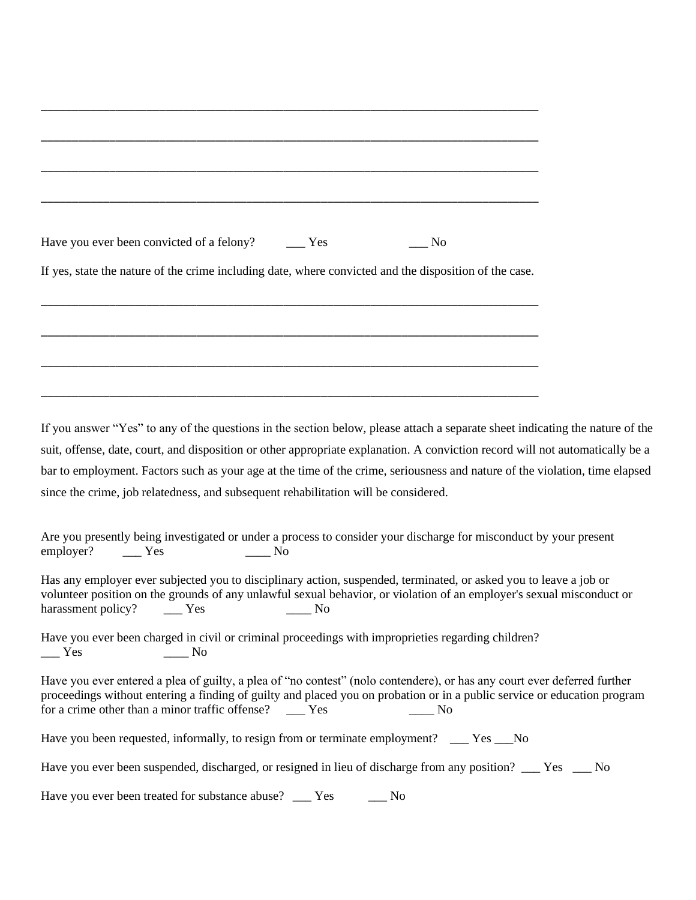\_\_\_\_\_\_\_\_\_\_\_\_\_\_\_\_\_\_\_\_\_\_\_\_\_\_\_\_\_\_\_\_\_\_\_\_\_\_\_\_\_\_\_\_\_\_\_\_\_\_\_\_\_\_\_\_\_\_\_\_\_\_\_\_\_\_\_\_\_\_\_\_\_\_\_\_\_\_

\_\_\_\_\_\_\_\_\_\_\_\_\_\_\_\_\_\_\_\_\_\_\_\_\_\_\_\_\_\_\_\_\_\_\_\_\_\_\_\_\_\_\_\_\_\_\_\_\_\_\_\_\_\_\_\_\_\_\_\_\_\_\_\_\_\_\_\_\_\_\_\_\_\_\_\_\_\_

\_\_\_\_\_\_\_\_\_\_\_\_\_\_\_\_\_\_\_\_\_\_\_\_\_\_\_\_\_\_\_\_\_\_\_\_\_\_\_\_\_\_\_\_\_\_\_\_\_\_\_\_\_\_\_\_\_\_\_\_\_\_\_\_\_\_\_\_\_\_\_\_\_\_\_\_\_\_

\_\_\_\_\_\_\_\_\_\_\_\_\_\_\_\_\_\_\_\_\_\_\_\_\_\_\_\_\_\_\_\_\_\_\_\_\_\_\_\_\_\_\_\_\_\_\_\_\_\_\_\_\_\_\_\_\_\_\_\_\_\_\_\_\_\_\_\_\_\_\_\_\_\_\_\_\_\_

Have you ever been convicted of a felony? \_\_\_ Yes \_\_\_ No

If yes, state the nature of the crime including date, where convicted and the disposition of the case.

\_\_\_\_\_\_\_\_\_\_\_\_\_\_\_\_\_\_\_\_\_\_\_\_\_\_\_\_\_\_\_\_\_\_\_\_\_\_\_\_\_\_\_\_\_\_\_\_\_\_\_\_\_\_\_\_\_\_\_\_\_\_\_\_\_\_\_\_\_\_\_\_\_\_\_\_\_\_

\_\_\_\_\_\_\_\_\_\_\_\_\_\_\_\_\_\_\_\_\_\_\_\_\_\_\_\_\_\_\_\_\_\_\_\_\_\_\_\_\_\_\_\_\_\_\_\_\_\_\_\_\_\_\_\_\_\_\_\_\_\_\_\_\_\_\_\_\_\_\_\_\_\_\_\_\_\_

\_\_\_\_\_\_\_\_\_\_\_\_\_\_\_\_\_\_\_\_\_\_\_\_\_\_\_\_\_\_\_\_\_\_\_\_\_\_\_\_\_\_\_\_\_\_\_\_\_\_\_\_\_\_\_\_\_\_\_\_\_\_\_\_\_\_\_\_\_\_\_\_\_\_\_\_\_\_

\_\_\_\_\_\_\_\_\_\_\_\_\_\_\_\_\_\_\_\_\_\_\_\_\_\_\_\_\_\_\_\_\_\_\_\_\_\_\_\_\_\_\_\_\_\_\_\_\_\_\_\_\_\_\_\_\_\_\_\_\_\_\_\_\_\_\_\_\_\_\_\_\_\_\_\_\_\_

If you answer "Yes" to any of the questions in the section below, please attach a separate sheet indicating the nature of the suit, offense, date, court, and disposition or other appropriate explanation. A conviction record will not automatically be a bar to employment. Factors such as your age at the time of the crime, seriousness and nature of the violation, time elapsed since the crime, job relatedness, and subsequent rehabilitation will be considered.

Are you presently being investigated or under a process to consider your discharge for misconduct by your present employer? \_\_\_ Yes \_\_\_\_ No

Has any employer ever subjected you to disciplinary action, suspended, terminated, or asked you to leave a job or volunteer position on the grounds of any unlawful sexual behavior, or violation of an employer's sexual misconduct or harassment policy? \_\_\_ Yes \_\_\_\_ No

Have you ever been charged in civil or criminal proceedings with improprieties regarding children?
\_\_\_ Yes \_\_\_\_ No

Have you ever entered a plea of guilty, a plea of "no contest" (nolo contendere), or has any court ever deferred further proceedings without entering a finding of guilty and placed you on probation or in a public service or education program for a crime other than a minor traffic offense? \_\_\_ Yes \_\_\_\_ No

Have you been requested, informally, to resign from or terminate employment? \_\_\_ Yes \_\_\_No

Have you ever been suspended, discharged, or resigned in lieu of discharge from any position? \_\_\_ Yes \_\_\_ No

Have you ever been treated for substance abuse? \_\_\_ Yes \_\_\_ No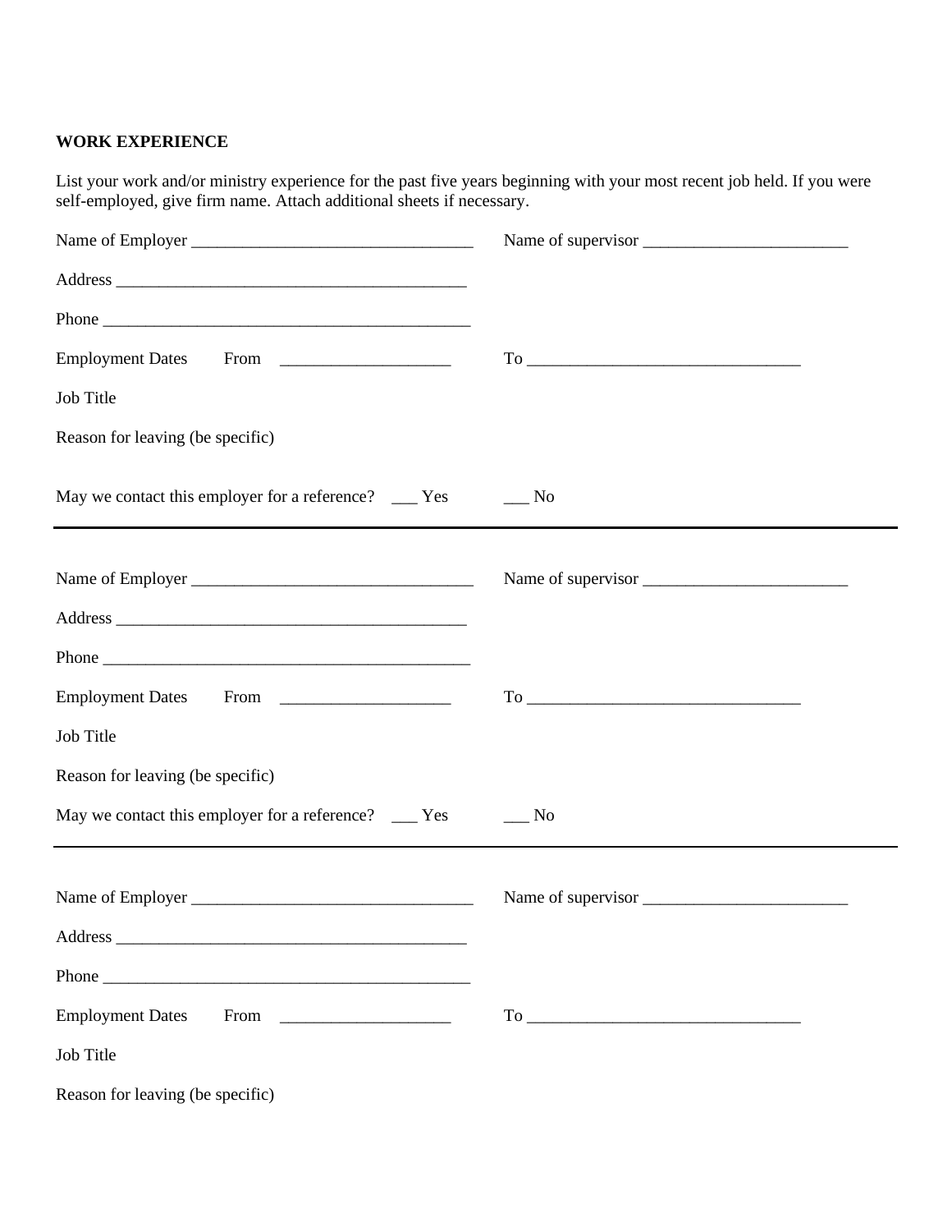**WORK EXPERIENCE**

List your work and/or ministry experience for the past five years beginning with your most recent job held. If you were self-employed, give firm name. Attach additional sheets if necessary.

Name of Employer ________________________________ Name of supervisor _______________________

Address _________________________________________

Phone ___________________________________________

Employment Dates From ___________________ To _______________________________

Job Title

Reason for leaving (be specific)

May we contact this employer for a reference? ___ Yes ___ No

---

Name of Employer ________________________________ Name of supervisor _______________________

Address _________________________________________

Phone ___________________________________________

Employment Dates From ___________________ To _______________________________

Job Title

Reason for leaving (be specific)

May we contact this employer for a reference? ___ Yes ___ No

---

Name of Employer ________________________________ Name of supervisor _______________________

Address _________________________________________

Phone ___________________________________________

Employment Dates From ___________________ To _______________________________

Job Title

Reason for leaving (be specific)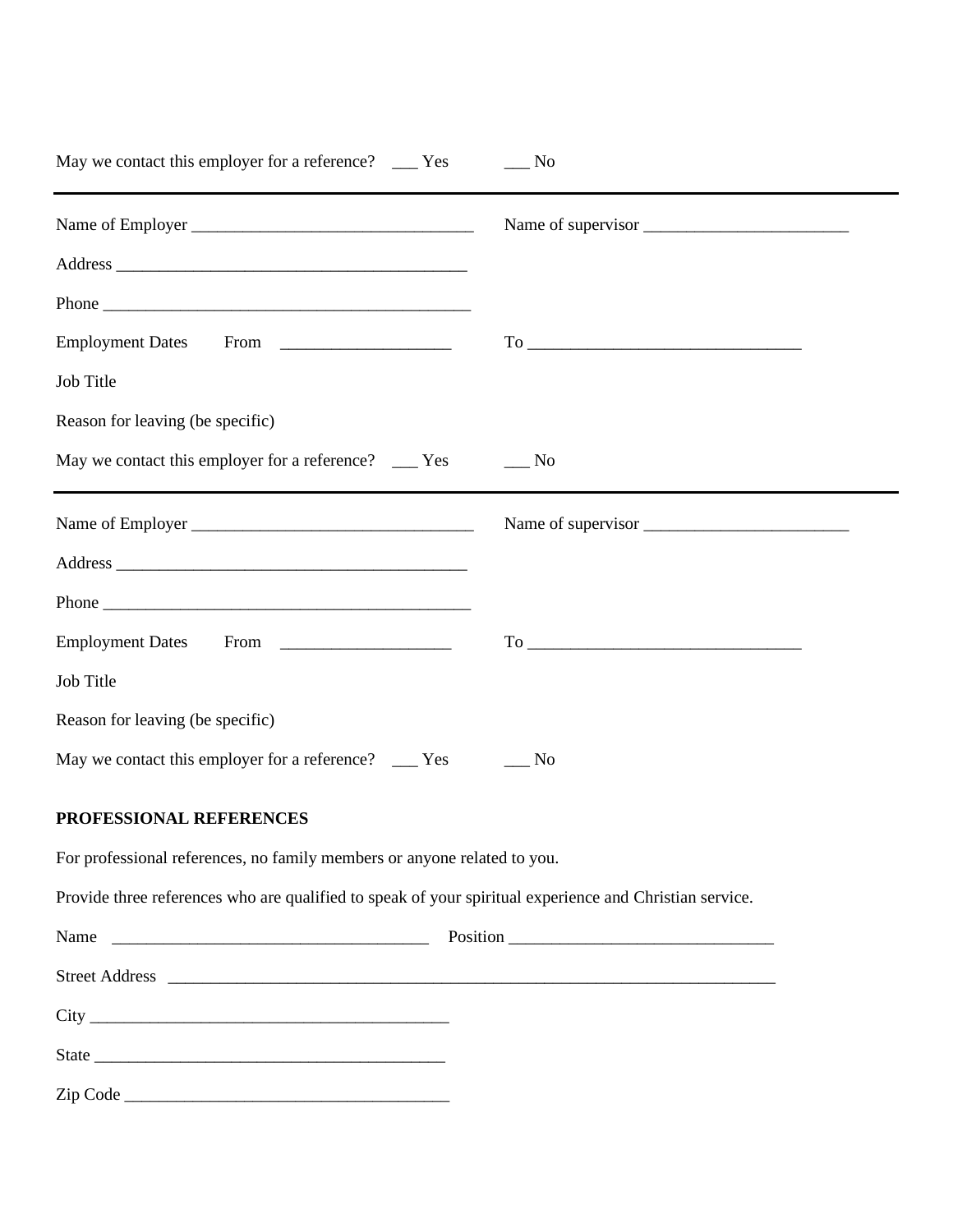May we contact this employer for a reference? ___ Yes ___ No

---

Name of Employer _________________________________ Name of supervisor ________________________

Address _________________________________________

Phone ____________________________________________

Employment Dates From ____________________ To ________________________________

Job Title

Reason for leaving (be specific)

May we contact this employer for a reference? ___ Yes ___ No

---

Name of Employer _________________________________ Name of supervisor ________________________

Address _________________________________________

Phone ____________________________________________

Employment Dates From ____________________ To ________________________________

Job Title

Reason for leaving (be specific)

May we contact this employer for a reference? ___ Yes ___ No

**PROFESSIONAL REFERENCES**

For professional references, no family members or anyone related to you.

Provide three references who are qualified to speak of your spiritual experience and Christian service.

Name _____________________________________ Position _______________________________

Street Address ___________________________________________________________________________

City ___________________________________________

State __________________________________________

Zip Code ______________________________________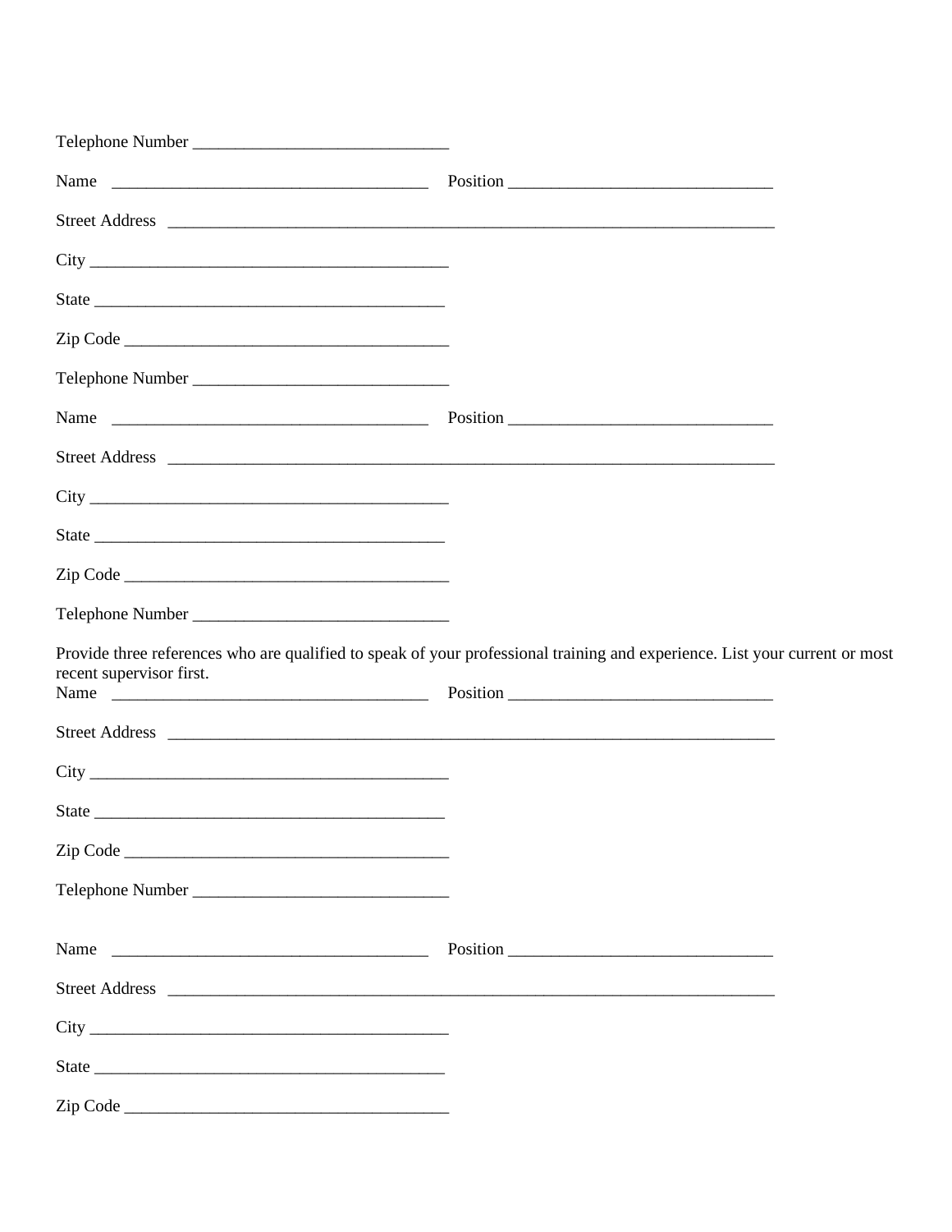Telephone Number ______________________________

Name ______________________________________ Position ______________________________

Street Address ________________________________________________________________________

City __________________________________________

State _________________________________________

Zip Code ______________________________________

Telephone Number ______________________________

Name ______________________________________ Position ______________________________

Street Address ________________________________________________________________________

City __________________________________________

State _________________________________________

Zip Code ______________________________________

Telephone Number ______________________________

Provide three references who are qualified to speak of your professional training and experience. List your current or most recent supervisor first.

Name ______________________________________ Position ______________________________

Street Address ________________________________________________________________________

City __________________________________________

State _________________________________________

Zip Code ______________________________________

Telephone Number ______________________________

Name ______________________________________ Position ______________________________

Street Address ________________________________________________________________________

City __________________________________________

State _________________________________________

Zip Code ______________________________________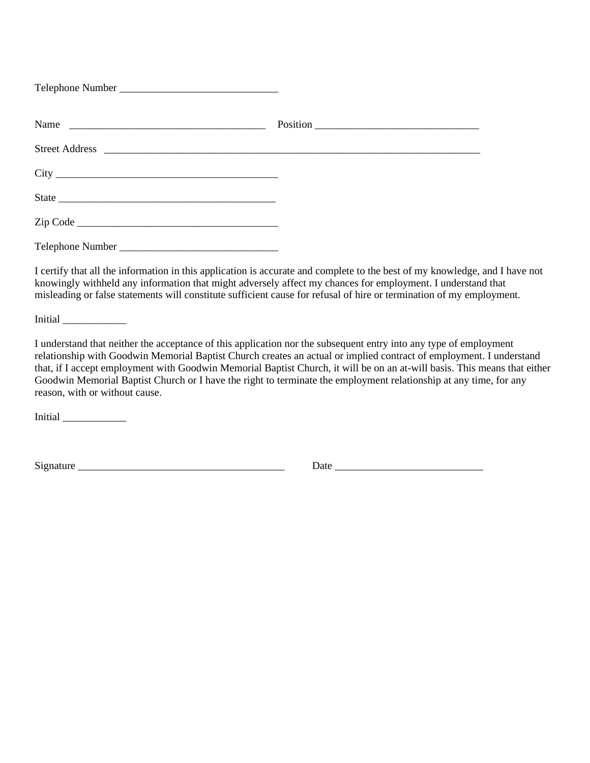Telephone Number ______________________________

Name ____________________________________ Position ______________________________

Street Address ______________________________________________________________________

City __________________________________________

State _________________________________________

Zip Code _____________________________________

Telephone Number ______________________________

I certify that all the information in this application is accurate and complete to the best of my knowledge, and I have not knowingly withheld any information that might adversely affect my chances for employment. I understand that misleading or false statements will constitute sufficient cause for refusal of hire or termination of my employment.

Initial ___________

I understand that neither the acceptance of this application nor the subsequent entry into any type of employment relationship with Goodwin Memorial Baptist Church creates an actual or implied contract of employment. I understand that, if I accept employment with Goodwin Memorial Baptist Church, it will be on an at-will basis. This means that either Goodwin Memorial Baptist Church or I have the right to terminate the employment relationship at any time, for any reason, with or without cause.

Initial ___________

Signature _______________________________________ Date ___________________________